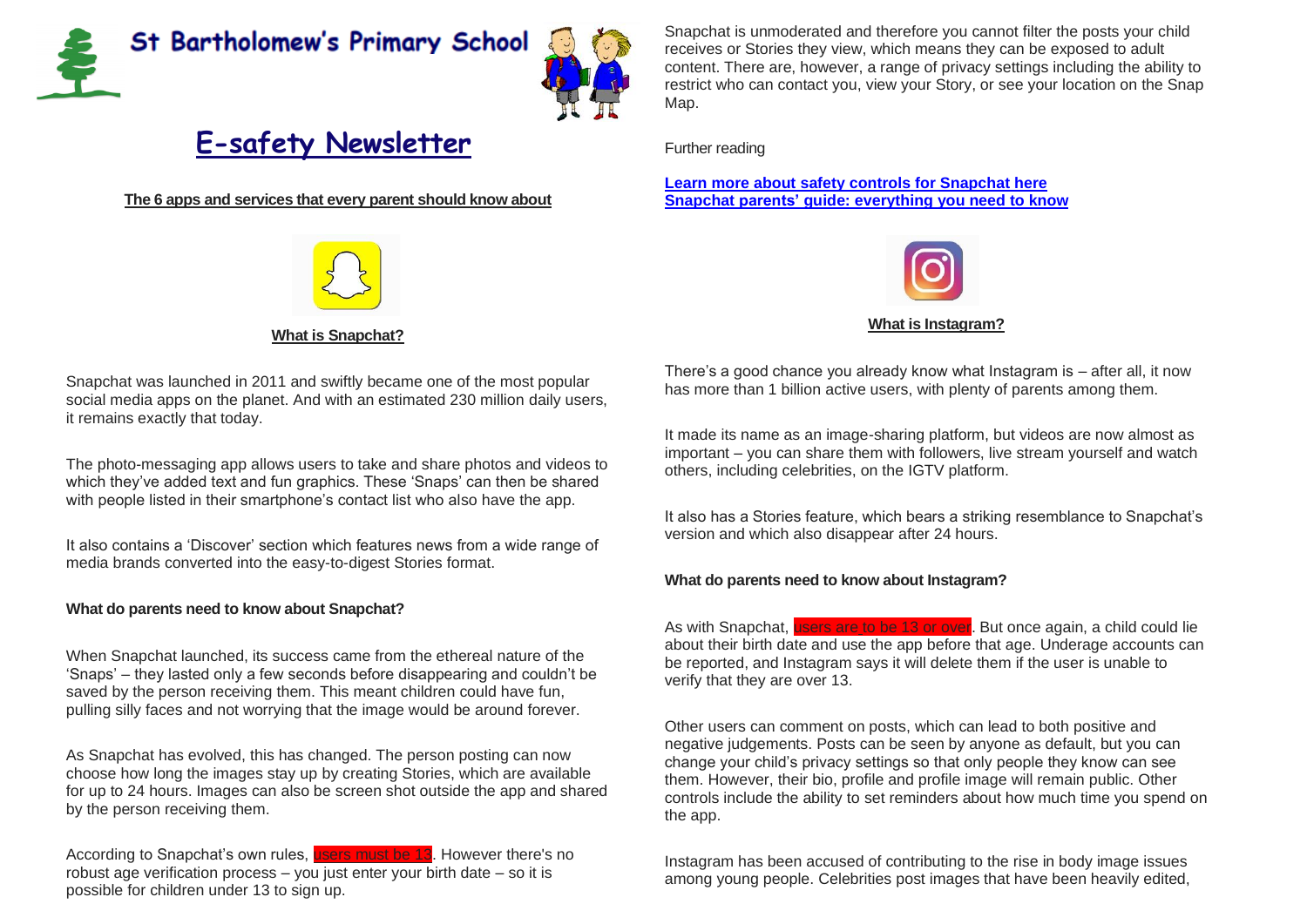# St Bartholomew's Primary School

## E-safety Newsletter

**The 6 apps and services that every parent should know about**

### What is Snapchat?

Snapchat was launched in 2011 and swiftly became one of the most popular social media apps on the planet. And with an estimated 230 million daily users, it remains exactly that today.

The photo-messaging app allows users to take and share photos and videos to which they've added text and fun graphics. These 'Snaps' can then be shared with people listed in their smartphone's contact list who also have the app.

It also contains a 'Discover' section which features news from a wide range of media brands converted into the easy-to-digest Stories format.

**What do parents need to know about Snapchat?**

When Snapchat launched, its success came from the ethereal nature of the 'Snaps' – they lasted only a few seconds before disappearing and couldn't be saved by the person receiving them. This meant children could have fun, pulling silly faces and not worrying that the image would be around forever.

As Snapchat has evolved, this has changed. The person posting can now choose how long the images stay up by creating Stories, which are available for up to 24 hours. Images can also be screen shot outside the app and shared by the person receiving them.

According to Snapchat's own rules, users must be 13. However there's no robust age verification process – you just enter your birth date – so it is possible for children under 13 to sign up.

Snapchat is unmoderated and therefore you cannot filter the posts your child receives or Stories they view, which means they can be exposed to adult content. There are, however, a range of privacy settings including the ability to restrict who can contact you, view your Story, or see your location on the Snap Map.

Further reading

**Learn more about safety controls for Snapchat here**
**Snapchat parents' guide: everything you need to know**

### What is Instagram?

There's a good chance you already know what Instagram is – after all, it now has more than 1 billion active users, with plenty of parents among them.

It made its name as an image-sharing platform, but videos are now almost as important – you can share them with followers, live stream yourself and watch others, including celebrities, on the IGTV platform.

It also has a Stories feature, which bears a striking resemblance to Snapchat's version and which also disappear after 24 hours.

**What do parents need to know about Instagram?**

As with Snapchat, users are to be 13 or over. But once again, a child could lie about their birth date and use the app before that age. Underage accounts can be reported, and Instagram says it will delete them if the user is unable to verify that they are over 13.

Other users can comment on posts, which can lead to both positive and negative judgements. Posts can be seen by anyone as default, but you can change your child's privacy settings so that only people they know can see them. However, their bio, profile and profile image will remain public. Other controls include the ability to set reminders about how much time you spend on the app.

Instagram has been accused of contributing to the rise in body image issues among young people. Celebrities post images that have been heavily edited,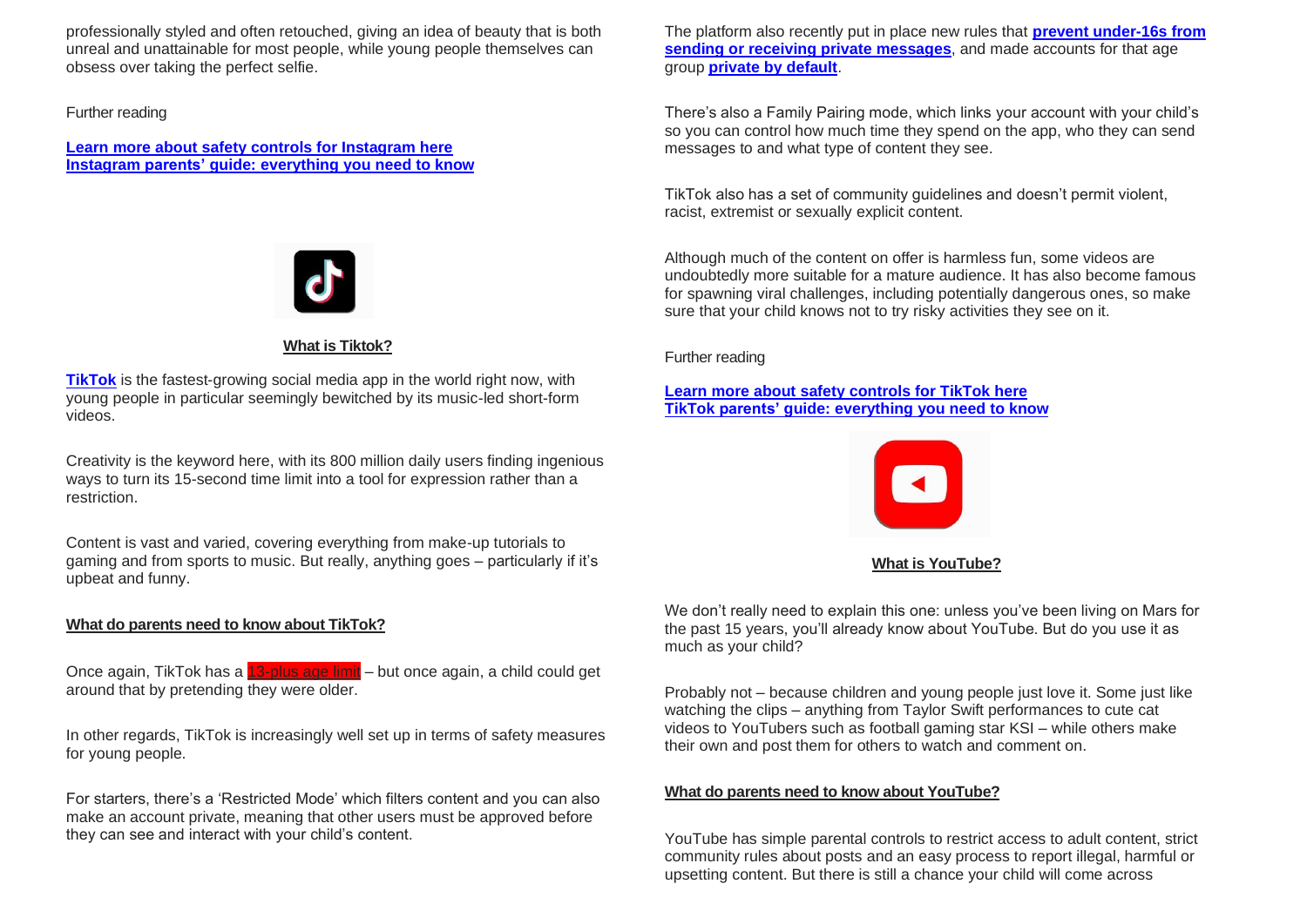professionally styled and often retouched, giving an idea of beauty that is both unreal and unattainable for most people, while young people themselves can obsess over taking the perfect selfie.

Further reading

**Learn more about safety controls for Instagram here**
**Instagram parents' guide: everything you need to know**

### What is Tiktok?

**TikTok** is the fastest-growing social media app in the world right now, with young people in particular seemingly bewitched by its music-led short-form videos.

Creativity is the keyword here, with its 800 million daily users finding ingenious ways to turn its 15-second time limit into a tool for expression rather than a restriction.

Content is vast and varied, covering everything from make-up tutorials to gaming and from sports to music. But really, anything goes – particularly if it's upbeat and funny.

#### What do parents need to know about TikTok?

Once again, TikTok has a 13-plus age limit – but once again, a child could get around that by pretending they were older.

In other regards, TikTok is increasingly well set up in terms of safety measures for young people.

For starters, there's a 'Restricted Mode' which filters content and you can also make an account private, meaning that other users must be approved before they can see and interact with your child's content.

The platform also recently put in place new rules that **prevent under-16s from sending or receiving private messages**, and made accounts for that age group **private by default**.

There's also a Family Pairing mode, which links your account with your child's so you can control how much time they spend on the app, who they can send messages to and what type of content they see.

TikTok also has a set of community guidelines and doesn't permit violent, racist, extremist or sexually explicit content.

Although much of the content on offer is harmless fun, some videos are undoubtedly more suitable for a mature audience. It has also become famous for spawning viral challenges, including potentially dangerous ones, so make sure that your child knows not to try risky activities they see on it.

Further reading

**Learn more about safety controls for TikTok here**
**TikTok parents' guide: everything you need to know**

### What is YouTube?

We don't really need to explain this one: unless you've been living on Mars for the past 15 years, you'll already know about YouTube. But do you use it as much as your child?

Probably not – because children and young people just love it. Some just like watching the clips – anything from Taylor Swift performances to cute cat videos to YouTubers such as football gaming star KSI – while others make their own and post them for others to watch and comment on.

#### What do parents need to know about YouTube?

YouTube has simple parental controls to restrict access to adult content, strict community rules about posts and an easy process to report illegal, harmful or upsetting content. But there is still a chance your child will come across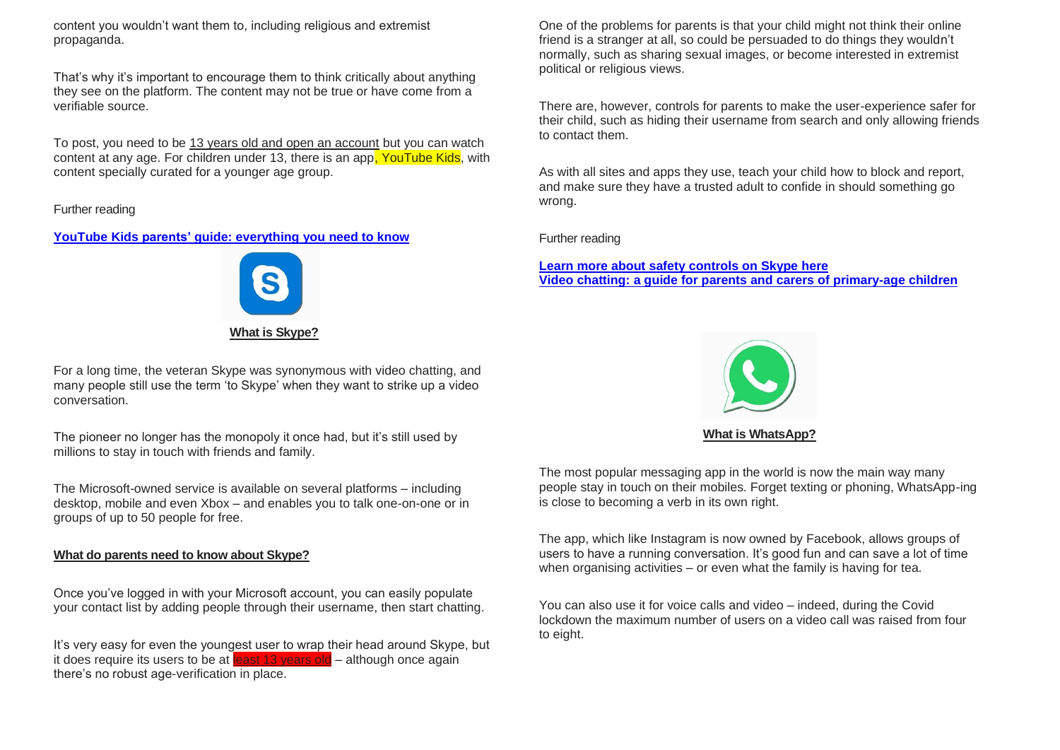content you wouldn't want them to, including religious and extremist propaganda.

That's why it's important to encourage them to think critically about anything they see on the platform. The content may not be true or have come from a verifiable source.

To post, you need to be 13 years old and open an account but you can watch content at any age. For children under 13, there is an app, YouTube Kids, with content specially curated for a younger age group.

Further reading

**[YouTube Kids parents' guide: everything you need to know]**

**What is Skype?**

For a long time, the veteran Skype was synonymous with video chatting, and many people still use the term 'to Skype' when they want to strike up a video conversation.

The pioneer no longer has the monopoly it once had, but it's still used by millions to stay in touch with friends and family.

The Microsoft-owned service is available on several platforms – including desktop, mobile and even Xbox – and enables you to talk one-on-one or in groups of up to 50 people for free.

**What do parents need to know about Skype?**

Once you've logged in with your Microsoft account, you can easily populate your contact list by adding people through their username, then start chatting.

It's very easy for even the youngest user to wrap their head around Skype, but it does require its users to be at least 13 years old – although once again there's no robust age-verification in place.

One of the problems for parents is that your child might not think their online friend is a stranger at all, so could be persuaded to do things they wouldn't normally, such as sharing sexual images, or become interested in extremist political or religious views.

There are, however, controls for parents to make the user-experience safer for their child, such as hiding their username from search and only allowing friends to contact them.

As with all sites and apps they use, teach your child how to block and report, and make sure they have a trusted adult to confide in should something go wrong.

Further reading

**[Learn more about safety controls on Skype here]**
**[Video chatting: a guide for parents and carers of primary-age children]**

**What is WhatsApp?**

The most popular messaging app in the world is now the main way many people stay in touch on their mobiles. Forget texting or phoning, WhatsApp-ing is close to becoming a verb in its own right.

The app, which like Instagram is now owned by Facebook, allows groups of users to have a running conversation. It's good fun and can save a lot of time when organising activities – or even what the family is having for tea.

You can also use it for voice calls and video – indeed, during the Covid lockdown the maximum number of users on a video call was raised from four to eight.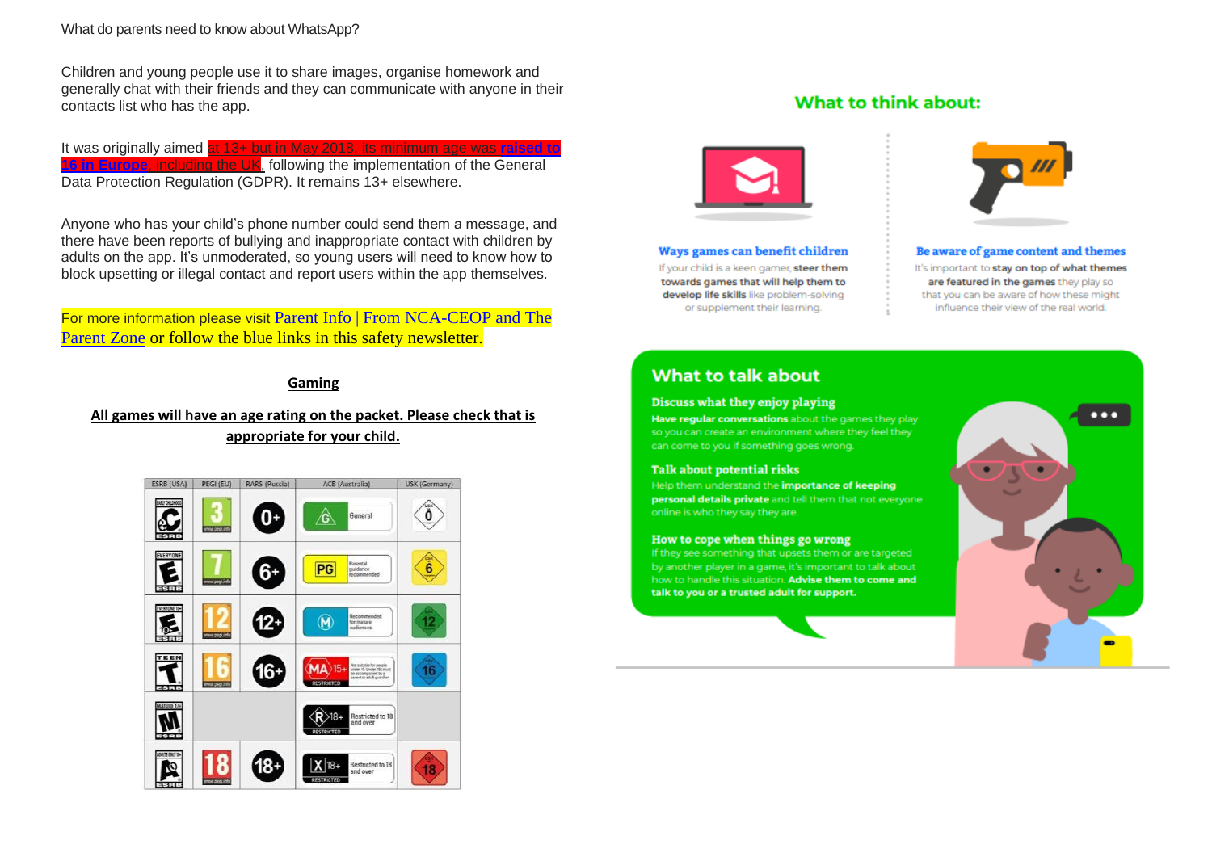What do parents need to know about WhatsApp?

Children and young people use it to share images, organise homework and generally chat with their friends and they can communicate with anyone in their contacts list who has the app.

It was originally aimed at 13+ but in May 2018, its minimum age was raised to 16 in Europe, including the UK, following the implementation of the General Data Protection Regulation (GDPR). It remains 13+ elsewhere.

Anyone who has your child's phone number could send them a message, and there have been reports of bullying and inappropriate contact with children by adults on the app. It's unmoderated, so young users will need to know how to block upsetting or illegal contact and report users within the app themselves.

For more information please visit Parent Info | From NCA-CEOP and The Parent Zone or follow the blue links in this safety newsletter.

## Gaming

**All games will have an age rating on the packet. Please check that is appropriate for your child.**

| ESRB (USA) | PEGI (EU) | RARS (Russia) | ACB (Australia) | USK (Germany) |
|---|---|---|---|---|
| Early Childhood | 3 | 0+ | G General | 0 |
| Everyone | 7 | 6+ | PG Parental guidance recommended | 6 |
| Everyone 10+ | 12 | 12+ | M Recommended for mature audiences | 12 |
| Teen | 16 | 16+ | MA 15+ Restricted | 16 |
| Mature 17+ | | | R 18+ Restricted to 18 and over | |
| Adults Only 18+ | 18 | 18+ | X 18+ Restricted to 18 and over | 18 |

## What to think about:

**Ways games can benefit children**

If your child is a keen gamer, **steer them towards games that will help them to develop life skills** like problem-solving or supplement their learning.

**Be aware of game content and themes**

It's important to **stay on top of what themes are featured in the games** they play so that you can be aware of how these might influence their view of the real world.

## What to talk about

**Discuss what they enjoy playing**

**Have regular conversations** about the games they play so you can create an environment where they feel they can come to you if something goes wrong.

**Talk about potential risks**

Help them understand the **importance of keeping personal details private** and tell them that not everyone online is who they say they are.

**How to cope when things go wrong**

If they see something that upsets them or are targeted by another player in a game, it's important to talk about how to handle this situation. **Advise them to come and talk to you or a trusted adult for support.**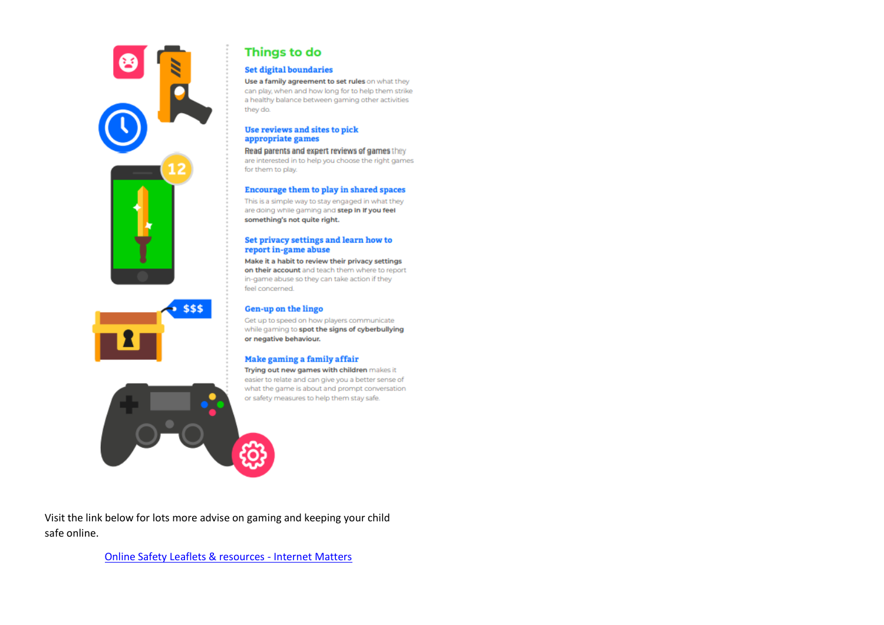## Things to do

### Set digital boundaries

**Use a family agreement to set rules** on what they can play, when and how long for to help them strike a healthy balance between gaming other activities they do.

### Use reviews and sites to pick appropriate games

**Read parents and expert reviews of games** they are interested in to help you choose the right games for them to play.

### Encourage them to play in shared spaces

This is a simple way to stay engaged in what they are doing while gaming and **step in if you feel something's not quite right.**

### Set privacy settings and learn how to report in-game abuse

**Make it a habit to review their privacy settings on their account** and teach them where to report in-game abuse so they can take action if they feel concerned.

### Gen-up on the lingo

Get up to speed on how players communicate while gaming to **spot the signs of cyberbullying or negative behaviour.**

### Make gaming a family affair

**Trying out new games with children** makes it easier to relate and can give you a better sense of what the game is about and prompt conversation or safety measures to help them stay safe.

Visit the link below for lots more advise on gaming and keeping your child safe online.

Online Safety Leaflets & resources - Internet Matters